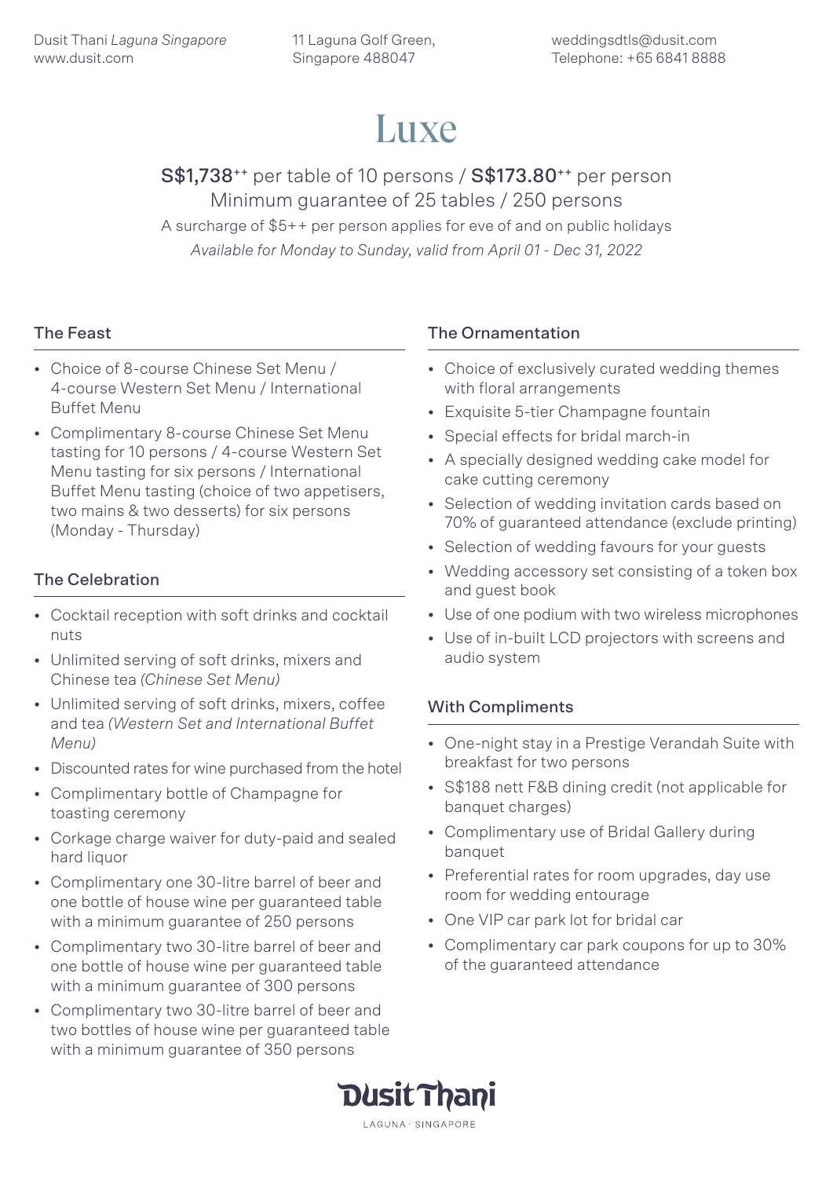Dusit Thani *Laguna Singapore*
www.dusit.com

11 Laguna Golf Green,
Singapore 488047

weddingsdtls@dusit.com
Telephone: +65 6841 8888

# Luxe

**S$1,738**++ per table of 10 persons / **S$173.80**++ per person
Minimum guarantee of 25 tables / 250 persons
A surcharge of $5++ per person applies for eve of and on public holidays
*Available for Monday to Sunday, valid from April 01 - Dec 31, 2022*

## The Feast

- Choice of 8-course Chinese Set Menu / 4-course Western Set Menu / International Buffet Menu
- Complimentary 8-course Chinese Set Menu tasting for 10 persons / 4-course Western Set Menu tasting for six persons / International Buffet Menu tasting (choice of two appetisers, two mains & two desserts) for six persons (Monday - Thursday)

## The Celebration

- Cocktail reception with soft drinks and cocktail nuts
- Unlimited serving of soft drinks, mixers and Chinese tea *(Chinese Set Menu)*
- Unlimited serving of soft drinks, mixers, coffee and tea *(Western Set and International Buffet Menu)*
- Discounted rates for wine purchased from the hotel
- Complimentary bottle of Champagne for toasting ceremony
- Corkage charge waiver for duty-paid and sealed hard liquor
- Complimentary one 30-litre barrel of beer and one bottle of house wine per guaranteed table with a minimum guarantee of 250 persons
- Complimentary two 30-litre barrel of beer and one bottle of house wine per guaranteed table with a minimum guarantee of 300 persons
- Complimentary two 30-litre barrel of beer and two bottles of house wine per guaranteed table with a minimum guarantee of 350 persons

## The Ornamentation

- Choice of exclusively curated wedding themes with floral arrangements
- Exquisite 5-tier Champagne fountain
- Special effects for bridal march-in
- A specially designed wedding cake model for cake cutting ceremony
- Selection of wedding invitation cards based on 70% of guaranteed attendance (exclude printing)
- Selection of wedding favours for your guests
- Wedding accessory set consisting of a token box and guest book
- Use of one podium with two wireless microphones
- Use of in-built LCD projectors with screens and audio system

## With Compliments

- One-night stay in a Prestige Verandah Suite with breakfast for two persons
- S$188 nett F&B dining credit (not applicable for banquet charges)
- Complimentary use of Bridal Gallery during banquet
- Preferential rates for room upgrades, day use room for wedding entourage
- One VIP car park lot for bridal car
- Complimentary car park coupons for up to 30% of the guaranteed attendance

Dusit Thani
LAGUNA · SINGAPORE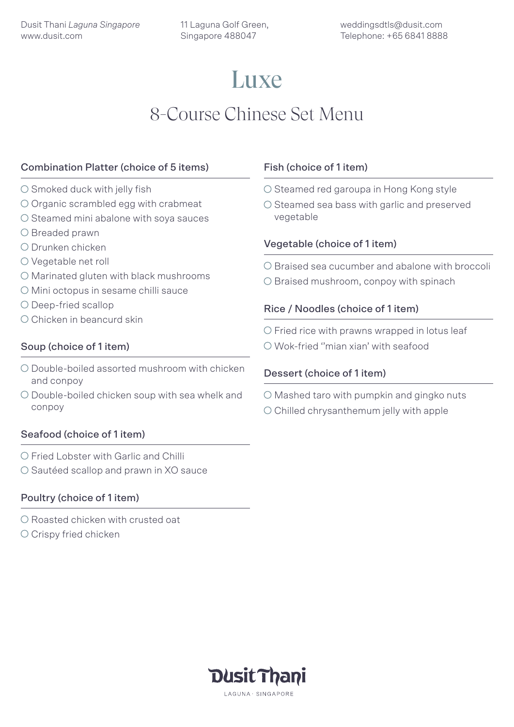Dusit Thani *Laguna Singapore*
www.dusit.com

11 Laguna Golf Green,
Singapore 488047

weddingsdtls@dusit.com
Telephone: +65 6841 8888

# Luxe

## 8-Course Chinese Set Menu

### Combination Platter (choice of 5 items)

- ○ Smoked duck with jelly fish
- ○ Organic scrambled egg with crabmeat
- ○ Steamed mini abalone with soya sauces
- ○ Breaded prawn
- ○ Drunken chicken
- ○ Vegetable net roll
- ○ Marinated gluten with black mushrooms
- ○ Mini octopus in sesame chilli sauce
- ○ Deep-fried scallop
- ○ Chicken in beancurd skin

### Soup (choice of 1 item)

- ○ Double-boiled assorted mushroom with chicken and conpoy
- ○ Double-boiled chicken soup with sea whelk and conpoy

### Seafood (choice of 1 item)

- ○ Fried Lobster with Garlic and Chilli
- ○ Sautéed scallop and prawn in XO sauce

### Poultry (choice of 1 item)

- ○ Roasted chicken with crusted oat
- ○ Crispy fried chicken

### Fish (choice of 1 item)

- ○ Steamed red garoupa in Hong Kong style
- ○ Steamed sea bass with garlic and preserved vegetable

### Vegetable (choice of 1 item)

- ○ Braised sea cucumber and abalone with broccoli
- ○ Braised mushroom, conpoy with spinach

### Rice / Noodles (choice of 1 item)

- ○ Fried rice with prawns wrapped in lotus leaf
- ○ Wok-fried ''mian xian' with seafood

### Dessert (choice of 1 item)

- ○ Mashed taro with pumpkin and gingko nuts
- ○ Chilled chrysanthemum jelly with apple

Dusit Thani
LAGUNA · SINGAPORE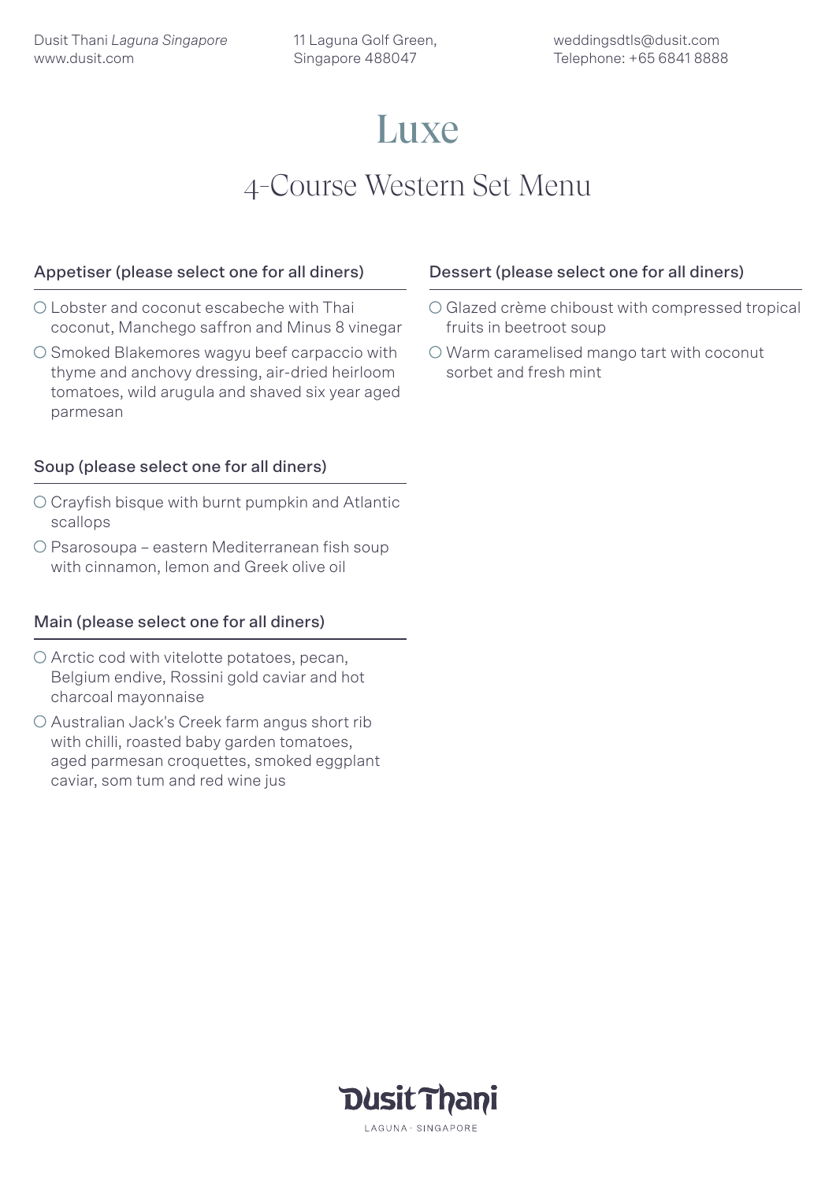Dusit Thani *Laguna Singapore*
www.dusit.com

11 Laguna Golf Green,
Singapore 488047

weddingsdtls@dusit.com
Telephone: +65 6841 8888

# Luxe

## 4-Course Western Set Menu

### Appetiser (please select one for all diners)

- ○ Lobster and coconut escabeche with Thai coconut, Manchego saffron and Minus 8 vinegar
- ○ Smoked Blakemores wagyu beef carpaccio with thyme and anchovy dressing, air-dried heirloom tomatoes, wild arugula and shaved six year aged parmesan

### Soup (please select one for all diners)

- ○ Crayfish bisque with burnt pumpkin and Atlantic scallops
- ○ Psarosoupa – eastern Mediterranean fish soup with cinnamon, lemon and Greek olive oil

### Main (please select one for all diners)

- ○ Arctic cod with vitelotte potatoes, pecan, Belgium endive, Rossini gold caviar and hot charcoal mayonnaise
- ○ Australian Jack's Creek farm angus short rib with chilli, roasted baby garden tomatoes, aged parmesan croquettes, smoked eggplant caviar, som tum and red wine jus

### Dessert (please select one for all diners)

- ○ Glazed crème chiboust with compressed tropical fruits in beetroot soup
- ○ Warm caramelised mango tart with coconut sorbet and fresh mint

Dusit Thani
LAGUNA · SINGAPORE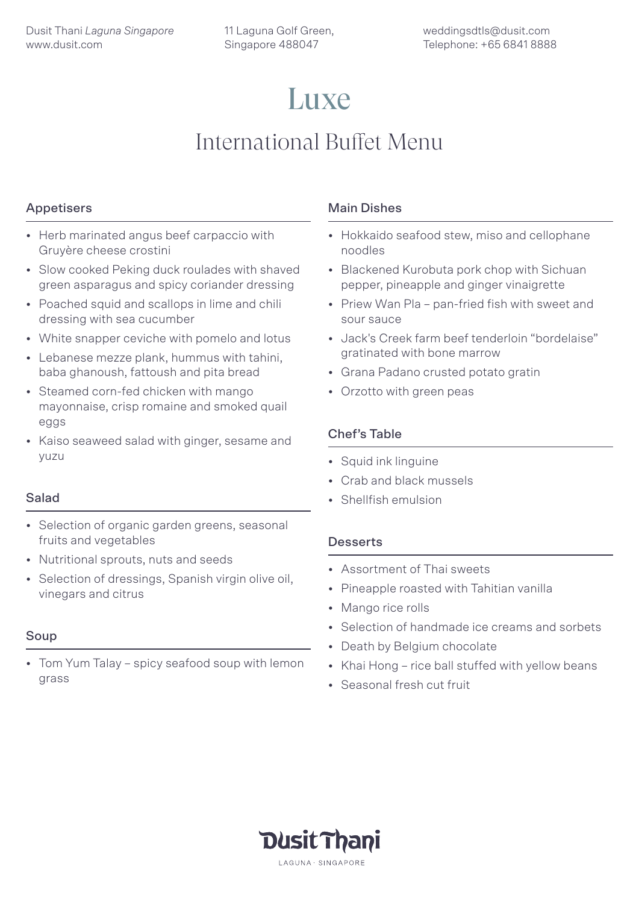# Luxe

## International Buffet Menu

### Appetisers

- Herb marinated angus beef carpaccio with Gruyère cheese crostini
- Slow cooked Peking duck roulades with shaved green asparagus and spicy coriander dressing
- Poached squid and scallops in lime and chili dressing with sea cucumber
- White snapper ceviche with pomelo and lotus
- Lebanese mezze plank, hummus with tahini, baba ghanoush, fattoush and pita bread
- Steamed corn-fed chicken with mango mayonnaise, crisp romaine and smoked quail eggs
- Kaiso seaweed salad with ginger, sesame and yuzu

### Salad

- Selection of organic garden greens, seasonal fruits and vegetables
- Nutritional sprouts, nuts and seeds
- Selection of dressings, Spanish virgin olive oil, vinegars and citrus

### Soup

- Tom Yum Talay – spicy seafood soup with lemon grass

### Main Dishes

- Hokkaido seafood stew, miso and cellophane noodles
- Blackened Kurobuta pork chop with Sichuan pepper, pineapple and ginger vinaigrette
- Priew Wan Pla – pan-fried fish with sweet and sour sauce
- Jack's Creek farm beef tenderloin "bordelaise" gratinated with bone marrow
- Grana Padano crusted potato gratin
- Orzotto with green peas

### Chef's Table

- Squid ink linguine
- Crab and black mussels
- Shellfish emulsion

### Desserts

- Assortment of Thai sweets
- Pineapple roasted with Tahitian vanilla
- Mango rice rolls
- Selection of handmade ice creams and sorbets
- Death by Belgium chocolate
- Khai Hong – rice ball stuffed with yellow beans
- Seasonal fresh cut fruit